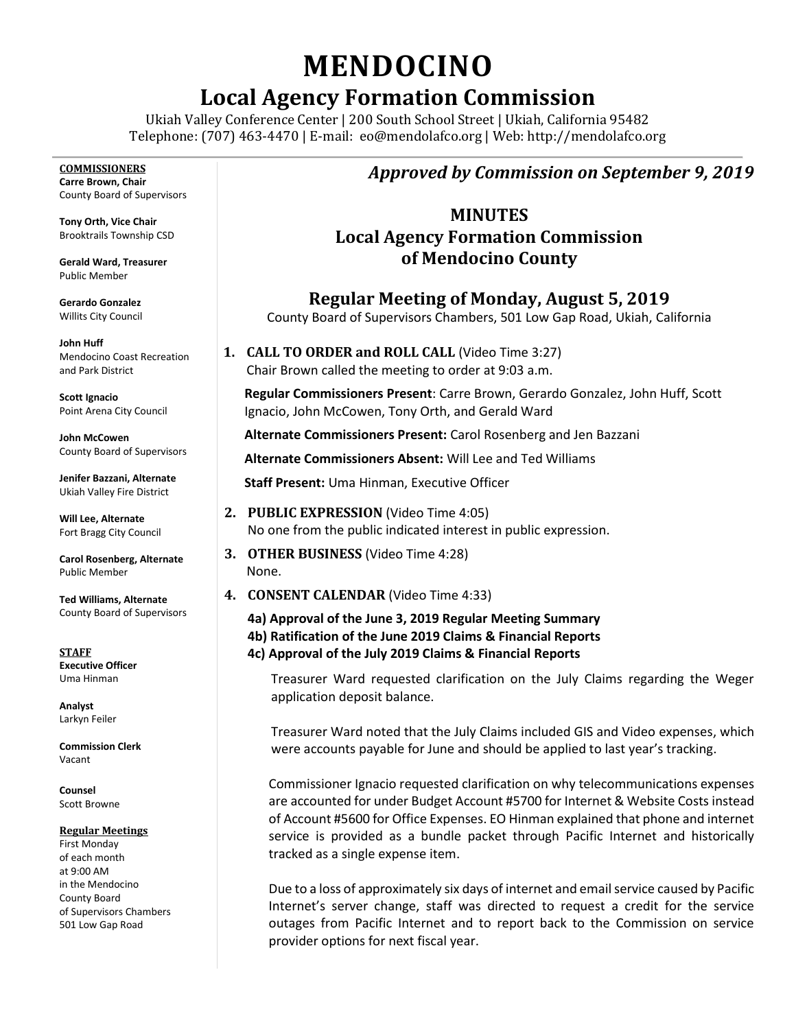# MENDOCINO

## Local Agency Formation Commission

Ukiah Valley Conference Center | 200 South School Street | Ukiah, California 95482
Telephone: (707) 463-4470 | E-mail: eo@mendolafco.org | Web: http://mendolafco.org

**COMMISSIONERS**

**Carre Brown, Chair**
County Board of Supervisors

**Tony Orth, Vice Chair**
Brooktrails Township CSD

**Gerald Ward, Treasurer**
Public Member

**Gerardo Gonzalez**
Willits City Council

**John Huff**
Mendocino Coast Recreation and Park District

**Scott Ignacio**
Point Arena City Council

**John McCowen**
County Board of Supervisors

**Jenifer Bazzani, Alternate**
Ukiah Valley Fire District

**Will Lee, Alternate**
Fort Bragg City Council

**Carol Rosenberg, Alternate**
Public Member

**Ted Williams, Alternate**
County Board of Supervisors

**STAFF**

**Executive Officer**
Uma Hinman

**Analyst**
Larkyn Feiler

**Commission Clerk**
Vacant

**Counsel**
Scott Browne

**Regular Meetings**
First Monday of each month at 9:00 AM in the Mendocino County Board of Supervisors Chambers 501 Low Gap Road

***Approved by Commission on September 9, 2019***

## MINUTES
## Local Agency Formation Commission of Mendocino County

### Regular Meeting of Monday, August 5, 2019

County Board of Supervisors Chambers, 501 Low Gap Road, Ukiah, California

1. **CALL TO ORDER and ROLL CALL** (Video Time 3:27)
   Chair Brown called the meeting to order at 9:03 a.m.

   **Regular Commissioners Present**: Carre Brown, Gerardo Gonzalez, John Huff, Scott Ignacio, John McCowen, Tony Orth, and Gerald Ward

   **Alternate Commissioners Present:** Carol Rosenberg and Jen Bazzani

   **Alternate Commissioners Absent:** Will Lee and Ted Williams

   **Staff Present:** Uma Hinman, Executive Officer

2. **PUBLIC EXPRESSION** (Video Time 4:05)
   No one from the public indicated interest in public expression.

3. **OTHER BUSINESS** (Video Time 4:28)
   None.

4. **CONSENT CALENDAR** (Video Time 4:33)

   **4a) Approval of the June 3, 2019 Regular Meeting Summary**
   **4b) Ratification of the June 2019 Claims & Financial Reports**
   **4c) Approval of the July 2019 Claims & Financial Reports**

   Treasurer Ward requested clarification on the July Claims regarding the Weger application deposit balance.

   Treasurer Ward noted that the July Claims included GIS and Video expenses, which were accounts payable for June and should be applied to last year's tracking.

   Commissioner Ignacio requested clarification on why telecommunications expenses are accounted for under Budget Account #5700 for Internet & Website Costs instead of Account #5600 for Office Expenses. EO Hinman explained that phone and internet service is provided as a bundle packet through Pacific Internet and historically tracked as a single expense item.

   Due to a loss of approximately six days of internet and email service caused by Pacific Internet's server change, staff was directed to request a credit for the service outages from Pacific Internet and to report back to the Commission on service provider options for next fiscal year.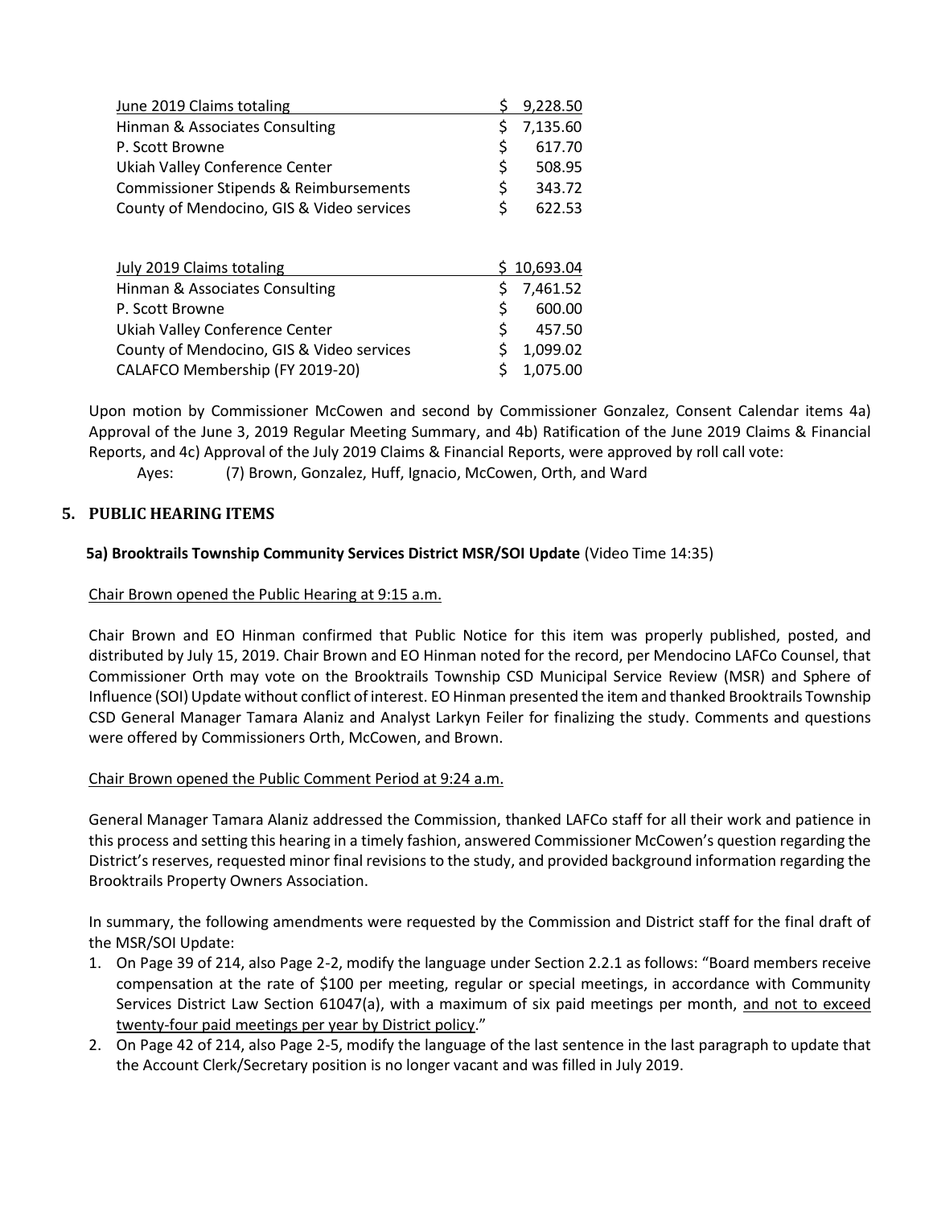| June 2019 Claims totaling | $ 9,228.50 |
|---|---|
| Hinman & Associates Consulting | $ 7,135.60 |
| P. Scott Browne | $ 617.70 |
| Ukiah Valley Conference Center | $ 508.95 |
| Commissioner Stipends & Reimbursements | $ 343.72 |
| County of Mendocino, GIS & Video services | $ 622.53 |

| July 2019 Claims totaling | $ 10,693.04 |
|---|---|
| Hinman & Associates Consulting | $ 7,461.52 |
| P. Scott Browne | $ 600.00 |
| Ukiah Valley Conference Center | $ 457.50 |
| County of Mendocino, GIS & Video services | $ 1,099.02 |
| CALAFCO Membership (FY 2019-20) | $ 1,075.00 |

Upon motion by Commissioner McCowen and second by Commissioner Gonzalez, Consent Calendar items 4a) Approval of the June 3, 2019 Regular Meeting Summary, and 4b) Ratification of the June 2019 Claims & Financial Reports, and 4c) Approval of the July 2019 Claims & Financial Reports, were approved by roll call vote:

Ayes: (7) Brown, Gonzalez, Huff, Ignacio, McCowen, Orth, and Ward

## 5. PUBLIC HEARING ITEMS

**5a) Brooktrails Township Community Services District MSR/SOI Update** (Video Time 14:35)

Chair Brown opened the Public Hearing at 9:15 a.m.

Chair Brown and EO Hinman confirmed that Public Notice for this item was properly published, posted, and distributed by July 15, 2019. Chair Brown and EO Hinman noted for the record, per Mendocino LAFCo Counsel, that Commissioner Orth may vote on the Brooktrails Township CSD Municipal Service Review (MSR) and Sphere of Influence (SOI) Update without conflict of interest. EO Hinman presented the item and thanked Brooktrails Township CSD General Manager Tamara Alaniz and Analyst Larkyn Feiler for finalizing the study. Comments and questions were offered by Commissioners Orth, McCowen, and Brown.

Chair Brown opened the Public Comment Period at 9:24 a.m.

General Manager Tamara Alaniz addressed the Commission, thanked LAFCo staff for all their work and patience in this process and setting this hearing in a timely fashion, answered Commissioner McCowen's question regarding the District's reserves, requested minor final revisions to the study, and provided background information regarding the Brooktrails Property Owners Association.

In summary, the following amendments were requested by the Commission and District staff for the final draft of the MSR/SOI Update:

1. On Page 39 of 214, also Page 2-2, modify the language under Section 2.2.1 as follows: "Board members receive compensation at the rate of $100 per meeting, regular or special meetings, in accordance with Community Services District Law Section 61047(a), with a maximum of six paid meetings per month, and not to exceed twenty-four paid meetings per year by District policy."
2. On Page 42 of 214, also Page 2-5, modify the language of the last sentence in the last paragraph to update that the Account Clerk/Secretary position is no longer vacant and was filled in July 2019.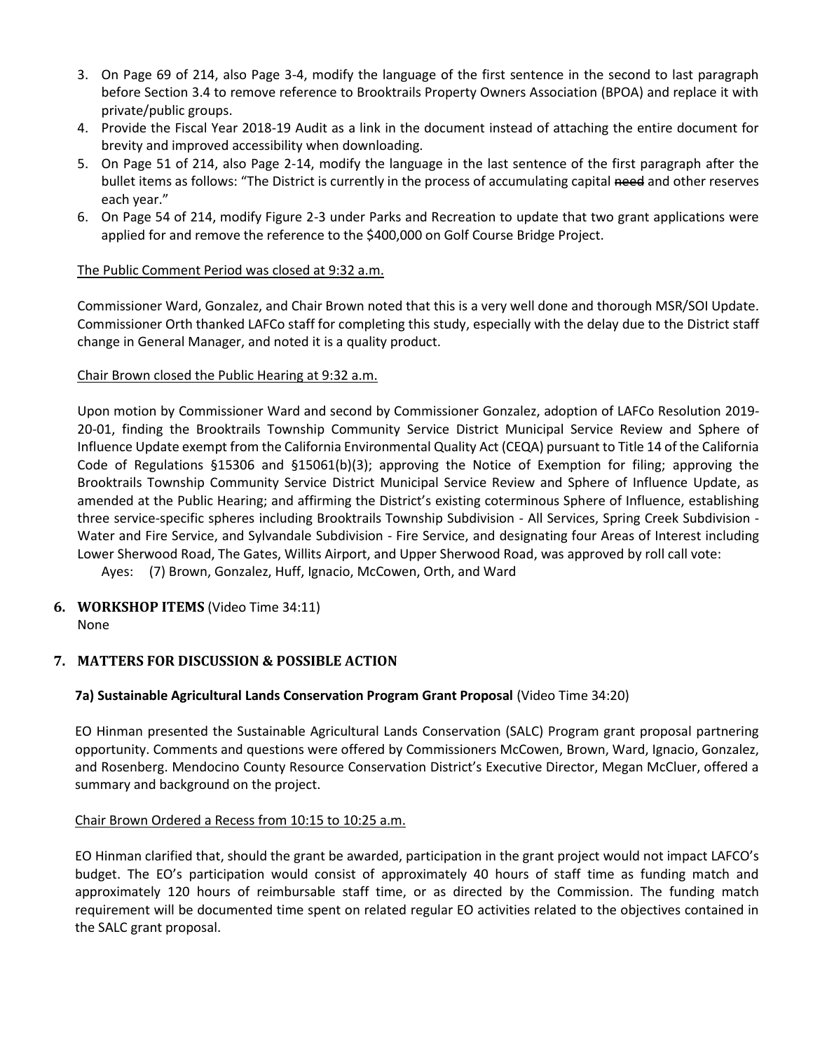3. On Page 69 of 214, also Page 3-4, modify the language of the first sentence in the second to last paragraph before Section 3.4 to remove reference to Brooktrails Property Owners Association (BPOA) and replace it with private/public groups.
4. Provide the Fiscal Year 2018-19 Audit as a link in the document instead of attaching the entire document for brevity and improved accessibility when downloading.
5. On Page 51 of 214, also Page 2-14, modify the language in the last sentence of the first paragraph after the bullet items as follows: "The District is currently in the process of accumulating capital ~~need~~ and other reserves each year."
6. On Page 54 of 214, modify Figure 2-3 under Parks and Recreation to update that two grant applications were applied for and remove the reference to the $400,000 on Golf Course Bridge Project.

<u>The Public Comment Period was closed at 9:32 a.m.</u>

Commissioner Ward, Gonzalez, and Chair Brown noted that this is a very well done and thorough MSR/SOI Update. Commissioner Orth thanked LAFCo staff for completing this study, especially with the delay due to the District staff change in General Manager, and noted it is a quality product.

<u>Chair Brown closed the Public Hearing at 9:32 a.m.</u>

Upon motion by Commissioner Ward and second by Commissioner Gonzalez, adoption of LAFCo Resolution 2019-20-01, finding the Brooktrails Township Community Service District Municipal Service Review and Sphere of Influence Update exempt from the California Environmental Quality Act (CEQA) pursuant to Title 14 of the California Code of Regulations §15306 and §15061(b)(3); approving the Notice of Exemption for filing; approving the Brooktrails Township Community Service District Municipal Service Review and Sphere of Influence Update, as amended at the Public Hearing; and affirming the District's existing coterminous Sphere of Influence, establishing three service-specific spheres including Brooktrails Township Subdivision - All Services, Spring Creek Subdivision - Water and Fire Service, and Sylvandale Subdivision - Fire Service, and designating four Areas of Interest including Lower Sherwood Road, The Gates, Willits Airport, and Upper Sherwood Road, was approved by roll call vote:

Ayes: (7) Brown, Gonzalez, Huff, Ignacio, McCowen, Orth, and Ward

## 6. WORKSHOP ITEMS (Video Time 34:11)

None

## 7. MATTERS FOR DISCUSSION & POSSIBLE ACTION

### 7a) Sustainable Agricultural Lands Conservation Program Grant Proposal (Video Time 34:20)

EO Hinman presented the Sustainable Agricultural Lands Conservation (SALC) Program grant proposal partnering opportunity. Comments and questions were offered by Commissioners McCowen, Brown, Ward, Ignacio, Gonzalez, and Rosenberg. Mendocino County Resource Conservation District's Executive Director, Megan McCluer, offered a summary and background on the project.

<u>Chair Brown Ordered a Recess from 10:15 to 10:25 a.m.</u>

EO Hinman clarified that, should the grant be awarded, participation in the grant project would not impact LAFCO's budget. The EO's participation would consist of approximately 40 hours of staff time as funding match and approximately 120 hours of reimbursable staff time, or as directed by the Commission. The funding match requirement will be documented time spent on related regular EO activities related to the objectives contained in the SALC grant proposal.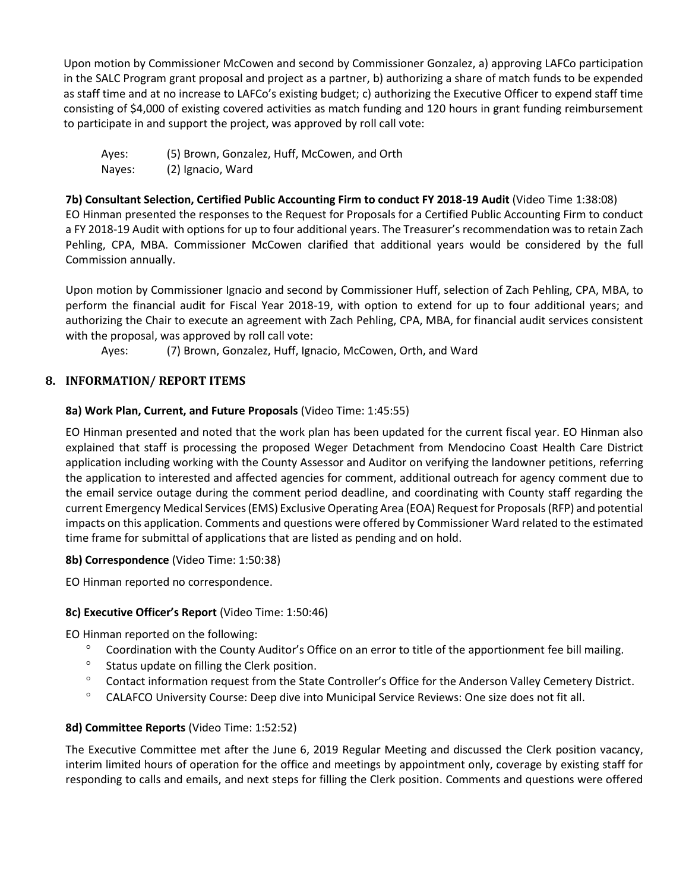Upon motion by Commissioner McCowen and second by Commissioner Gonzalez, a) approving LAFCo participation in the SALC Program grant proposal and project as a partner, b) authorizing a share of match funds to be expended as staff time and at no increase to LAFCo's existing budget; c) authorizing the Executive Officer to expend staff time consisting of $4,000 of existing covered activities as match funding and 120 hours in grant funding reimbursement to participate in and support the project, was approved by roll call vote:

Ayes: (5) Brown, Gonzalez, Huff, McCowen, and Orth
Nayes: (2) Ignacio, Ward

**7b) Consultant Selection, Certified Public Accounting Firm to conduct FY 2018-19 Audit** (Video Time 1:38:08)
EO Hinman presented the responses to the Request for Proposals for a Certified Public Accounting Firm to conduct a FY 2018-19 Audit with options for up to four additional years. The Treasurer's recommendation was to retain Zach Pehling, CPA, MBA. Commissioner McCowen clarified that additional years would be considered by the full Commission annually.

Upon motion by Commissioner Ignacio and second by Commissioner Huff, selection of Zach Pehling, CPA, MBA, to perform the financial audit for Fiscal Year 2018-19, with option to extend for up to four additional years; and authorizing the Chair to execute an agreement with Zach Pehling, CPA, MBA, for financial audit services consistent with the proposal, was approved by roll call vote:

Ayes: (7) Brown, Gonzalez, Huff, Ignacio, McCowen, Orth, and Ward

## 8. INFORMATION/ REPORT ITEMS

**8a) Work Plan, Current, and Future Proposals** (Video Time: 1:45:55)

EO Hinman presented and noted that the work plan has been updated for the current fiscal year. EO Hinman also explained that staff is processing the proposed Weger Detachment from Mendocino Coast Health Care District application including working with the County Assessor and Auditor on verifying the landowner petitions, referring the application to interested and affected agencies for comment, additional outreach for agency comment due to the email service outage during the comment period deadline, and coordinating with County staff regarding the current Emergency Medical Services (EMS) Exclusive Operating Area (EOA) Request for Proposals (RFP) and potential impacts on this application. Comments and questions were offered by Commissioner Ward related to the estimated time frame for submittal of applications that are listed as pending and on hold.

**8b) Correspondence** (Video Time: 1:50:38)

EO Hinman reported no correspondence.

**8c) Executive Officer's Report** (Video Time: 1:50:46)

EO Hinman reported on the following:

- Coordination with the County Auditor's Office on an error to title of the apportionment fee bill mailing.
- Status update on filling the Clerk position.
- Contact information request from the State Controller's Office for the Anderson Valley Cemetery District.
- CALAFCO University Course: Deep dive into Municipal Service Reviews: One size does not fit all.

**8d) Committee Reports** (Video Time: 1:52:52)

The Executive Committee met after the June 6, 2019 Regular Meeting and discussed the Clerk position vacancy, interim limited hours of operation for the office and meetings by appointment only, coverage by existing staff for responding to calls and emails, and next steps for filling the Clerk position. Comments and questions were offered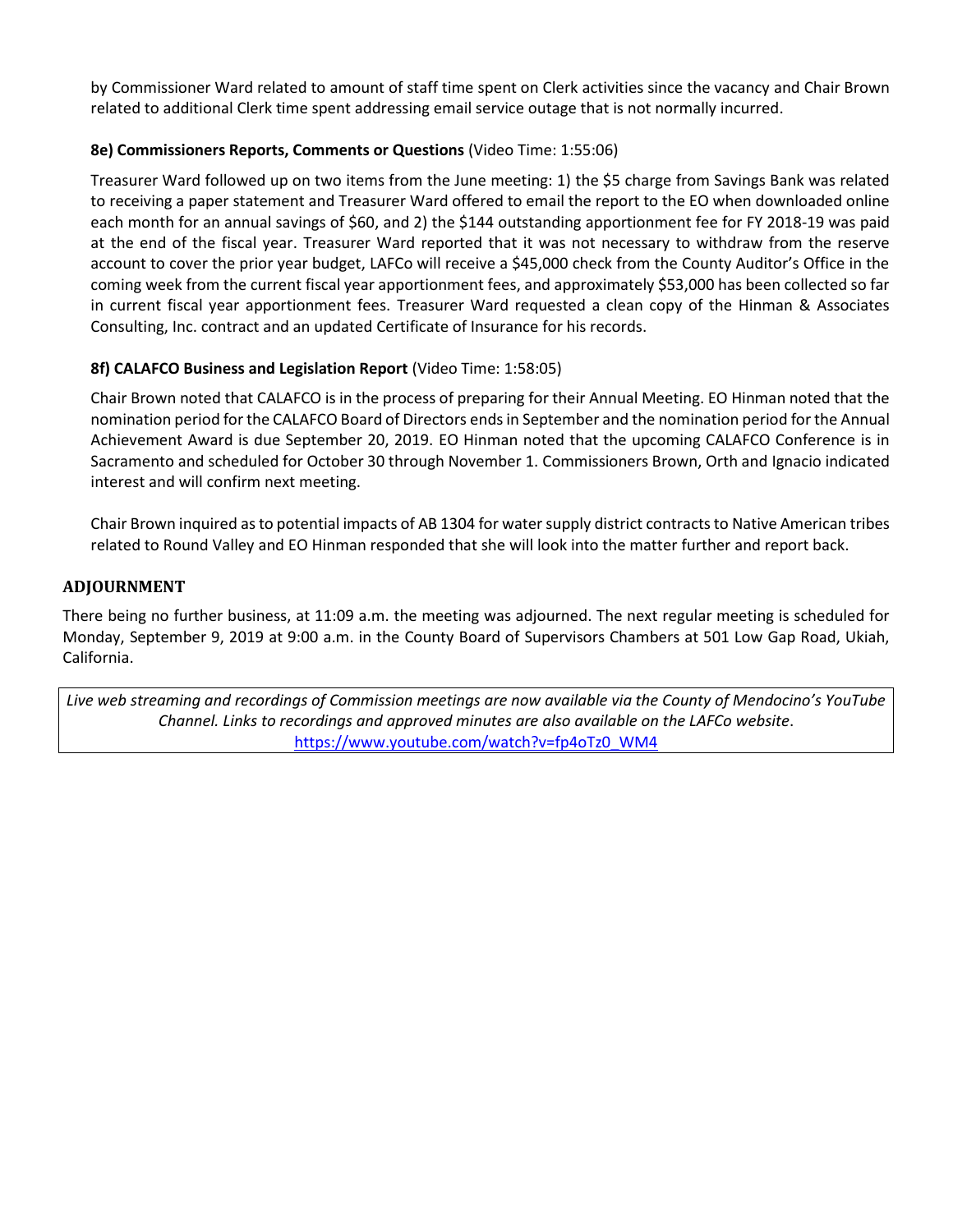by Commissioner Ward related to amount of staff time spent on Clerk activities since the vacancy and Chair Brown related to additional Clerk time spent addressing email service outage that is not normally incurred.

**8e) Commissioners Reports, Comments or Questions** (Video Time: 1:55:06)

Treasurer Ward followed up on two items from the June meeting: 1) the $5 charge from Savings Bank was related to receiving a paper statement and Treasurer Ward offered to email the report to the EO when downloaded online each month for an annual savings of $60, and 2) the $144 outstanding apportionment fee for FY 2018-19 was paid at the end of the fiscal year. Treasurer Ward reported that it was not necessary to withdraw from the reserve account to cover the prior year budget, LAFCo will receive a $45,000 check from the County Auditor's Office in the coming week from the current fiscal year apportionment fees, and approximately $53,000 has been collected so far in current fiscal year apportionment fees. Treasurer Ward requested a clean copy of the Hinman & Associates Consulting, Inc. contract and an updated Certificate of Insurance for his records.

**8f) CALAFCO Business and Legislation Report** (Video Time: 1:58:05)

Chair Brown noted that CALAFCO is in the process of preparing for their Annual Meeting. EO Hinman noted that the nomination period for the CALAFCO Board of Directors ends in September and the nomination period for the Annual Achievement Award is due September 20, 2019. EO Hinman noted that the upcoming CALAFCO Conference is in Sacramento and scheduled for October 30 through November 1. Commissioners Brown, Orth and Ignacio indicated interest and will confirm next meeting.

Chair Brown inquired as to potential impacts of AB 1304 for water supply district contracts to Native American tribes related to Round Valley and EO Hinman responded that she will look into the matter further and report back.

## ADJOURNMENT

There being no further business, at 11:09 a.m. the meeting was adjourned. The next regular meeting is scheduled for Monday, September 9, 2019 at 9:00 a.m. in the County Board of Supervisors Chambers at 501 Low Gap Road, Ukiah, California.

*Live web streaming and recordings of Commission meetings are now available via the County of Mendocino's YouTube Channel. Links to recordings and approved minutes are also available on the LAFCo website*.
https://www.youtube.com/watch?v=fp4oTz0_WM4